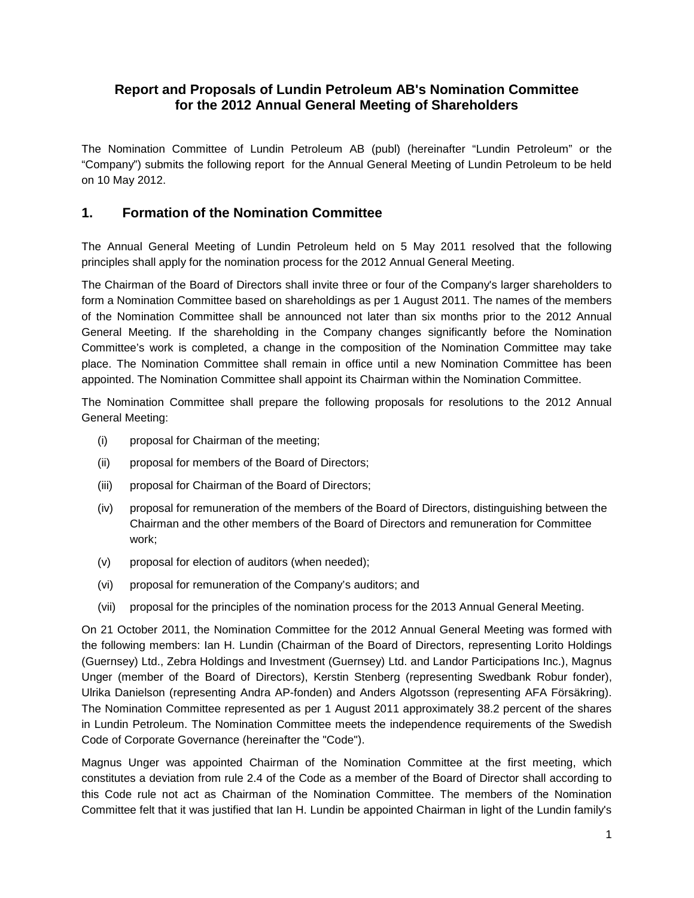# Report and Proposals of Lundin Petroleum AB's Nomination Committee for the 2012 Annual General Meeting of Shareholders

The Nomination Committee of Lundin Petroleum AB (publ) (hereinafter "Lundin Petroleum" or the "Company") submits the following report for the Annual General Meeting of Lundin Petroleum to be held on 10 May 2012.

## 1. Formation of the Nomination Committee

The Annual General Meeting of Lundin Petroleum held on 5 May 2011 resolved that the following principles shall apply for the nomination process for the 2012 Annual General Meeting.

The Chairman of the Board of Directors shall invite three or four of the Company's larger shareholders to form a Nomination Committee based on shareholdings as per 1 August 2011. The names of the members of the Nomination Committee shall be announced not later than six months prior to the 2012 Annual General Meeting. If the shareholding in the Company changes significantly before the Nomination Committee's work is completed, a change in the composition of the Nomination Committee may take place. The Nomination Committee shall remain in office until a new Nomination Committee has been appointed. The Nomination Committee shall appoint its Chairman within the Nomination Committee.

The Nomination Committee shall prepare the following proposals for resolutions to the 2012 Annual General Meeting:

(i) proposal for Chairman of the meeting;

(ii) proposal for members of the Board of Directors;

(iii) proposal for Chairman of the Board of Directors;

(iv) proposal for remuneration of the members of the Board of Directors, distinguishing between the Chairman and the other members of the Board of Directors and remuneration for Committee work;

(v) proposal for election of auditors (when needed);

(vi) proposal for remuneration of the Company's auditors; and

(vii) proposal for the principles of the nomination process for the 2013 Annual General Meeting.

On 21 October 2011, the Nomination Committee for the 2012 Annual General Meeting was formed with the following members: Ian H. Lundin (Chairman of the Board of Directors, representing Lorito Holdings (Guernsey) Ltd., Zebra Holdings and Investment (Guernsey) Ltd. and Landor Participations Inc.), Magnus Unger (member of the Board of Directors), Kerstin Stenberg (representing Swedbank Robur fonder), Ulrika Danielson (representing Andra AP-fonden) and Anders Algotsson (representing AFA Försäkring). The Nomination Committee represented as per 1 August 2011 approximately 38.2 percent of the shares in Lundin Petroleum. The Nomination Committee meets the independence requirements of the Swedish Code of Corporate Governance (hereinafter the "Code").

Magnus Unger was appointed Chairman of the Nomination Committee at the first meeting, which constitutes a deviation from rule 2.4 of the Code as a member of the Board of Director shall according to this Code rule not act as Chairman of the Nomination Committee. The members of the Nomination Committee felt that it was justified that Ian H. Lundin be appointed Chairman in light of the Lundin family's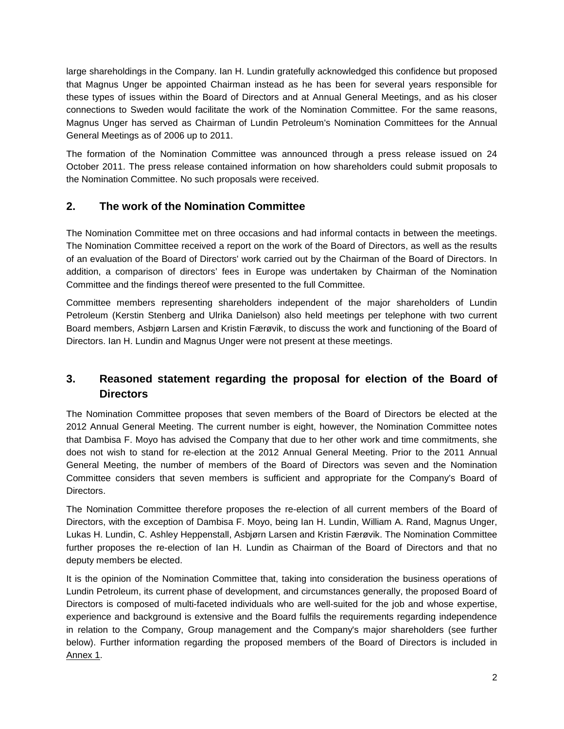large shareholdings in the Company. Ian H. Lundin gratefully acknowledged this confidence but proposed that Magnus Unger be appointed Chairman instead as he has been for several years responsible for these types of issues within the Board of Directors and at Annual General Meetings, and as his closer connections to Sweden would facilitate the work of the Nomination Committee. For the same reasons, Magnus Unger has served as Chairman of Lundin Petroleum's Nomination Committees for the Annual General Meetings as of 2006 up to 2011.

The formation of the Nomination Committee was announced through a press release issued on 24 October 2011. The press release contained information on how shareholders could submit proposals to the Nomination Committee. No such proposals were received.

## 2. The work of the Nomination Committee

The Nomination Committee met on three occasions and had informal contacts in between the meetings. The Nomination Committee received a report on the work of the Board of Directors, as well as the results of an evaluation of the Board of Directors' work carried out by the Chairman of the Board of Directors. In addition, a comparison of directors' fees in Europe was undertaken by Chairman of the Nomination Committee and the findings thereof were presented to the full Committee.

Committee members representing shareholders independent of the major shareholders of Lundin Petroleum (Kerstin Stenberg and Ulrika Danielson) also held meetings per telephone with two current Board members, Asbjørn Larsen and Kristin Færøvik, to discuss the work and functioning of the Board of Directors. Ian H. Lundin and Magnus Unger were not present at these meetings.

## 3. Reasoned statement regarding the proposal for election of the Board of Directors

The Nomination Committee proposes that seven members of the Board of Directors be elected at the 2012 Annual General Meeting. The current number is eight, however, the Nomination Committee notes that Dambisa F. Moyo has advised the Company that due to her other work and time commitments, she does not wish to stand for re-election at the 2012 Annual General Meeting. Prior to the 2011 Annual General Meeting, the number of members of the Board of Directors was seven and the Nomination Committee considers that seven members is sufficient and appropriate for the Company's Board of Directors.

The Nomination Committee therefore proposes the re-election of all current members of the Board of Directors, with the exception of Dambisa F. Moyo, being Ian H. Lundin, William A. Rand, Magnus Unger, Lukas H. Lundin, C. Ashley Heppenstall, Asbjørn Larsen and Kristin Færøvik. The Nomination Committee further proposes the re-election of Ian H. Lundin as Chairman of the Board of Directors and that no deputy members be elected.

It is the opinion of the Nomination Committee that, taking into consideration the business operations of Lundin Petroleum, its current phase of development, and circumstances generally, the proposed Board of Directors is composed of multi-faceted individuals who are well-suited for the job and whose expertise, experience and background is extensive and the Board fulfils the requirements regarding independence in relation to the Company, Group management and the Company's major shareholders (see further below). Further information regarding the proposed members of the Board of Directors is included in Annex 1.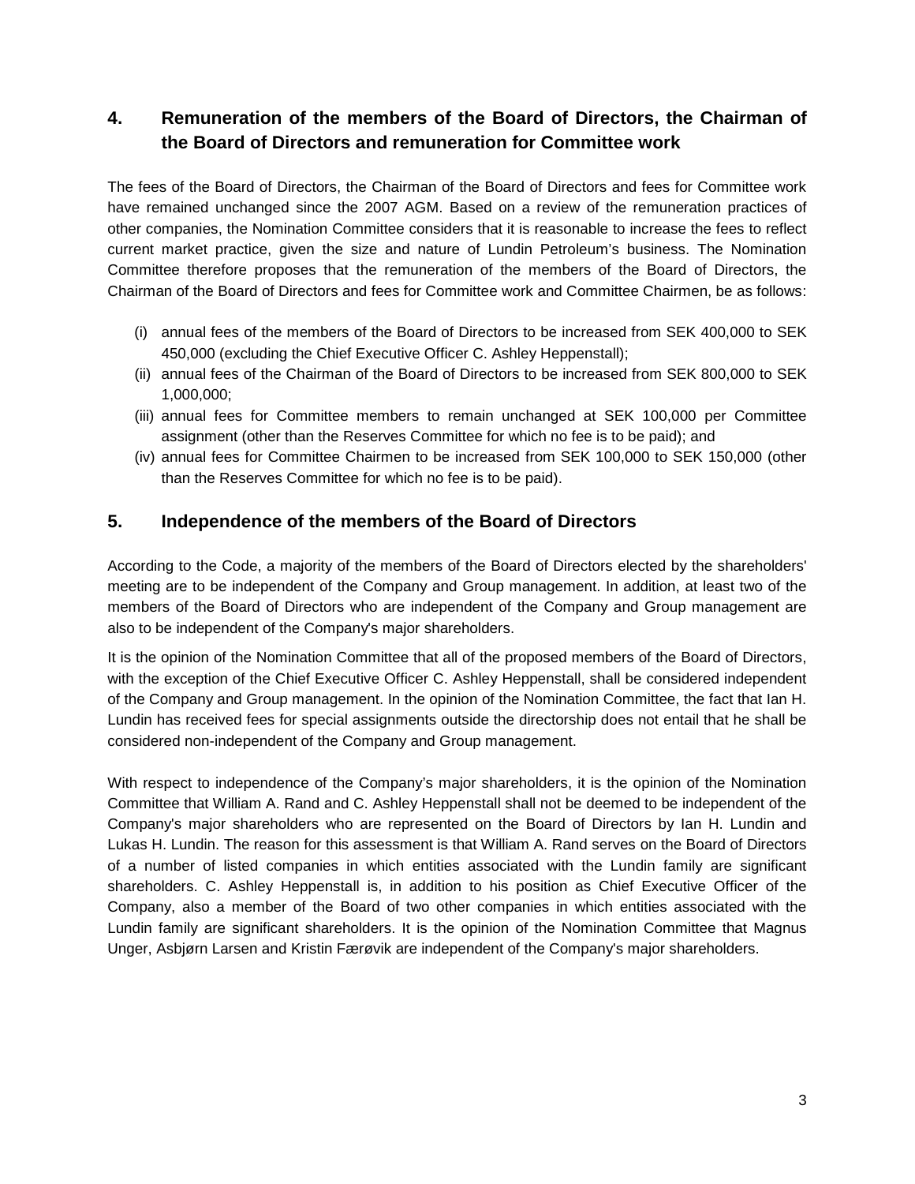## 4. Remuneration of the members of the Board of Directors, the Chairman of the Board of Directors and remuneration for Committee work

The fees of the Board of Directors, the Chairman of the Board of Directors and fees for Committee work have remained unchanged since the 2007 AGM. Based on a review of the remuneration practices of other companies, the Nomination Committee considers that it is reasonable to increase the fees to reflect current market practice, given the size and nature of Lundin Petroleum's business. The Nomination Committee therefore proposes that the remuneration of the members of the Board of Directors, the Chairman of the Board of Directors and fees for Committee work and Committee Chairmen, be as follows:

(i) annual fees of the members of the Board of Directors to be increased from SEK 400,000 to SEK 450,000 (excluding the Chief Executive Officer C. Ashley Heppenstall);
(ii) annual fees of the Chairman of the Board of Directors to be increased from SEK 800,000 to SEK 1,000,000;
(iii) annual fees for Committee members to remain unchanged at SEK 100,000 per Committee assignment (other than the Reserves Committee for which no fee is to be paid); and
(iv) annual fees for Committee Chairmen to be increased from SEK 100,000 to SEK 150,000 (other than the Reserves Committee for which no fee is to be paid).

## 5. Independence of the members of the Board of Directors

According to the Code, a majority of the members of the Board of Directors elected by the shareholders' meeting are to be independent of the Company and Group management. In addition, at least two of the members of the Board of Directors who are independent of the Company and Group management are also to be independent of the Company's major shareholders.

It is the opinion of the Nomination Committee that all of the proposed members of the Board of Directors, with the exception of the Chief Executive Officer C. Ashley Heppenstall, shall be considered independent of the Company and Group management. In the opinion of the Nomination Committee, the fact that Ian H. Lundin has received fees for special assignments outside the directorship does not entail that he shall be considered non-independent of the Company and Group management.

With respect to independence of the Company's major shareholders, it is the opinion of the Nomination Committee that William A. Rand and C. Ashley Heppenstall shall not be deemed to be independent of the Company's major shareholders who are represented on the Board of Directors by Ian H. Lundin and Lukas H. Lundin. The reason for this assessment is that William A. Rand serves on the Board of Directors of a number of listed companies in which entities associated with the Lundin family are significant shareholders. C. Ashley Heppenstall is, in addition to his position as Chief Executive Officer of the Company, also a member of the Board of two other companies in which entities associated with the Lundin family are significant shareholders. It is the opinion of the Nomination Committee that Magnus Unger, Asbjørn Larsen and Kristin Færøvik are independent of the Company's major shareholders.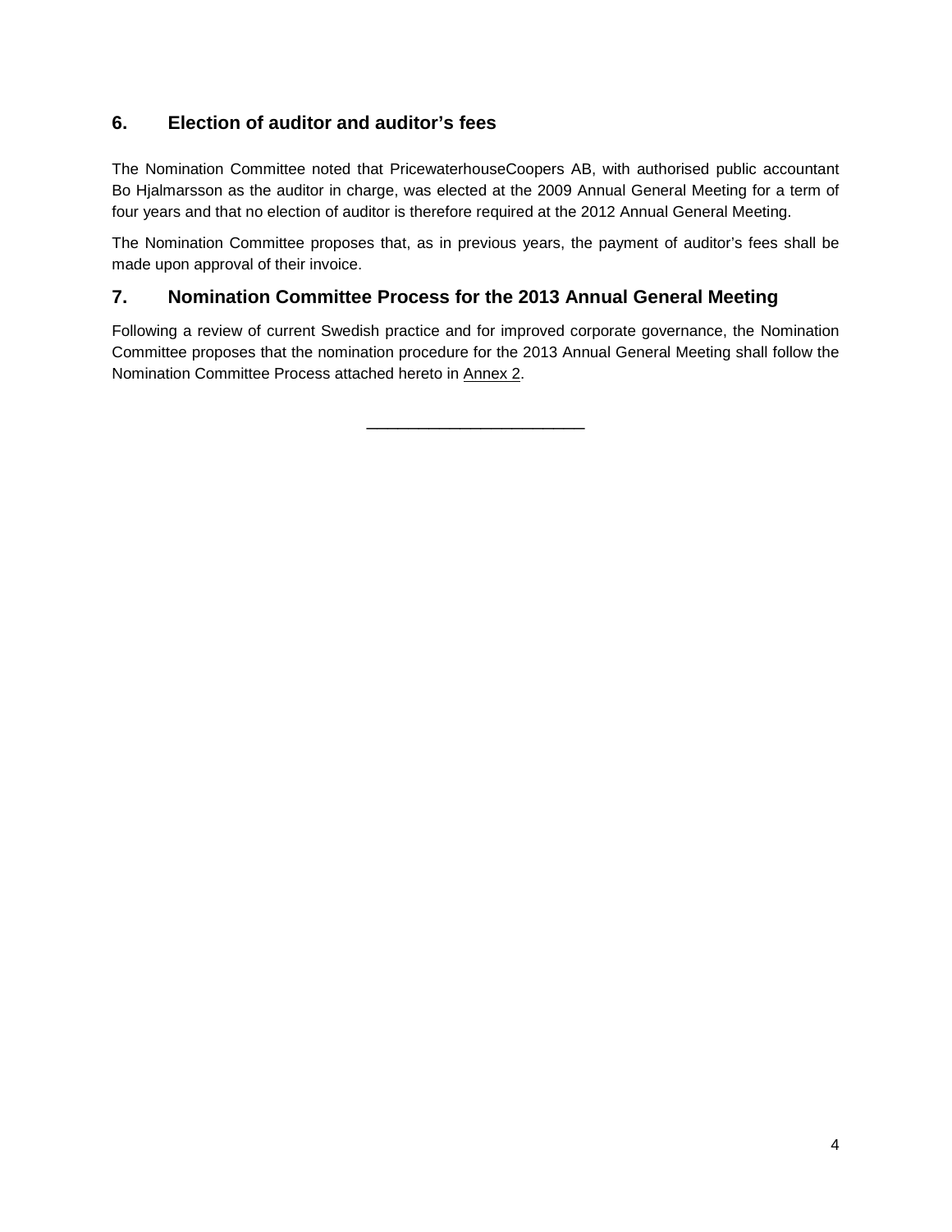## 6. Election of auditor and auditor's fees

The Nomination Committee noted that PricewaterhouseCoopers AB, with authorised public accountant Bo Hjalmarsson as the auditor in charge, was elected at the 2009 Annual General Meeting for a term of four years and that no election of auditor is therefore required at the 2012 Annual General Meeting.

The Nomination Committee proposes that, as in previous years, the payment of auditor's fees shall be made upon approval of their invoice.

## 7. Nomination Committee Process for the 2013 Annual General Meeting

Following a review of current Swedish practice and for improved corporate governance, the Nomination Committee proposes that the nomination procedure for the 2013 Annual General Meeting shall follow the Nomination Committee Process attached hereto in Annex 2.

---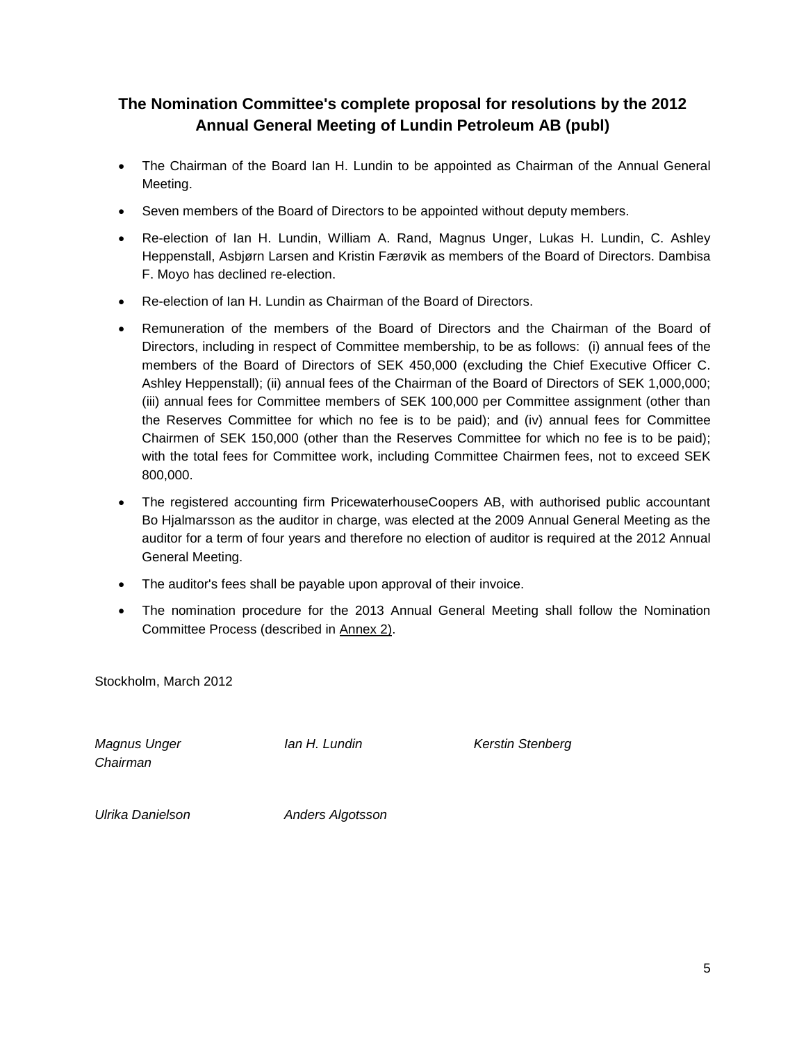## The Nomination Committee's complete proposal for resolutions by the 2012 Annual General Meeting of Lundin Petroleum AB (publ)

- The Chairman of the Board Ian H. Lundin to be appointed as Chairman of the Annual General Meeting.
- Seven members of the Board of Directors to be appointed without deputy members.
- Re-election of Ian H. Lundin, William A. Rand, Magnus Unger, Lukas H. Lundin, C. Ashley Heppenstall, Asbjørn Larsen and Kristin Færøvik as members of the Board of Directors. Dambisa F. Moyo has declined re-election.
- Re-election of Ian H. Lundin as Chairman of the Board of Directors.
- Remuneration of the members of the Board of Directors and the Chairman of the Board of Directors, including in respect of Committee membership, to be as follows: (i) annual fees of the members of the Board of Directors of SEK 450,000 (excluding the Chief Executive Officer C. Ashley Heppenstall); (ii) annual fees of the Chairman of the Board of Directors of SEK 1,000,000; (iii) annual fees for Committee members of SEK 100,000 per Committee assignment (other than the Reserves Committee for which no fee is to be paid); and (iv) annual fees for Committee Chairmen of SEK 150,000 (other than the Reserves Committee for which no fee is to be paid); with the total fees for Committee work, including Committee Chairmen fees, not to exceed SEK 800,000.
- The registered accounting firm PricewaterhouseCoopers AB, with authorised public accountant Bo Hjalmarsson as the auditor in charge, was elected at the 2009 Annual General Meeting as the auditor for a term of four years and therefore no election of auditor is required at the 2012 Annual General Meeting.
- The auditor's fees shall be payable upon approval of their invoice.
- The nomination procedure for the 2013 Annual General Meeting shall follow the Nomination Committee Process (described in Annex 2).

Stockholm, March 2012

*Magnus Unger*
*Chairman*

*Ian H. Lundin*

*Kerstin Stenberg*

*Ulrika Danielson*

*Anders Algotsson*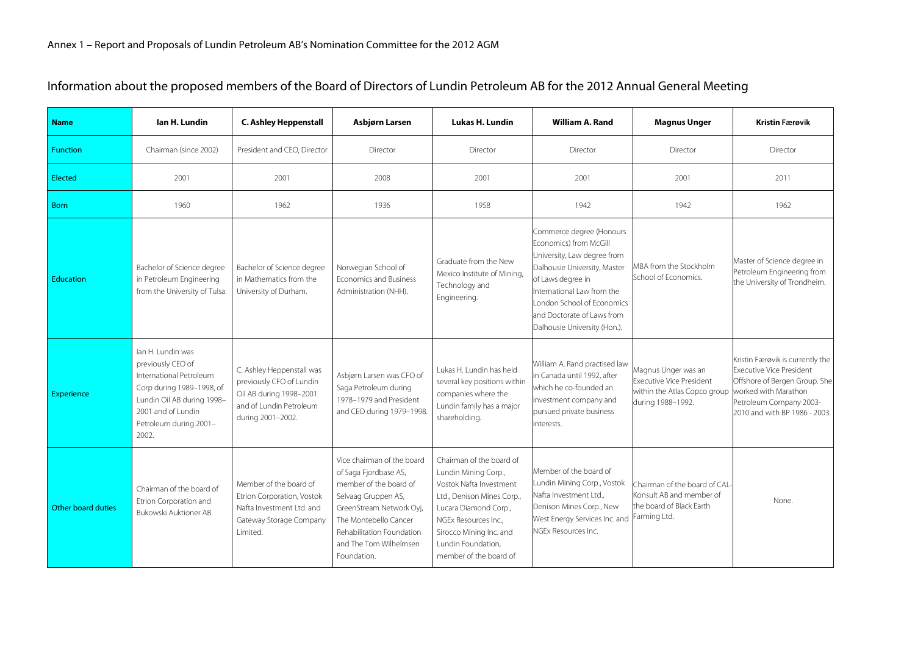Annex 1 – Report and Proposals of Lundin Petroleum AB's Nomination Committee for the 2012 AGM

## Information about the proposed members of the Board of Directors of Lundin Petroleum AB for the 2012 Annual General Meeting

| Name | Ian H. Lundin | C. Ashley Heppenstall | Asbjørn Larsen | Lukas H. Lundin | William A. Rand | Magnus Unger | Kristin Færøvik |
|---|---|---|---|---|---|---|---|
| Function | Chairman (since 2002) | President and CEO, Director | Director | Director | Director | Director | Director |
| Elected | 2001 | 2001 | 2008 | 2001 | 2001 | 2001 | 2011 |
| Born | 1960 | 1962 | 1936 | 1958 | 1942 | 1942 | 1962 |
| Education | Bachelor of Science degree in Petroleum Engineering from the University of Tulsa. | Bachelor of Science degree in Mathematics from the University of Durham. | Norwegian School of Economics and Business Administration (NHH). | Graduate from the New Mexico Institute of Mining, Technology and Engineering. | Commerce degree (Honours Economics) from McGill University, Law degree from Dalhousie University, Master of Laws degree in International Law from the London School of Economics and Doctorate of Laws from Dalhousie University (Hon.). | MBA from the Stockholm School of Economics. | Master of Science degree in Petroleum Engineering from the University of Trondheim. |
| Experience | Ian H. Lundin was previously CEO of International Petroleum Corp during 1989–1998, of Lundin Oil AB during 1998–2001 and of Lundin Petroleum during 2001–2002. | C. Ashley Heppenstall was previously CFO of Lundin Oil AB during 1998–2001 and of Lundin Petroleum during 2001–2002. | Asbjørn Larsen was CFO of Saga Petroleum during 1978–1979 and President and CEO during 1979–1998. | Lukas H. Lundin has held several key positions within companies where the Lundin family has a major shareholding. | William A. Rand practised law in Canada until 1992, after which he co-founded an investment company and pursued private business interests. | Magnus Unger was an Executive Vice President within the Atlas Copco group during 1988–1992. | Kristin Færøvik is currently the Executive Vice President Offshore of Bergen Group. She worked with Marathon Petroleum Company 2003-2010 and with BP 1986 - 2003. |
| Other board duties | Chairman of the board of Etrion Corporation and Bukowski Auktioner AB. | Member of the board of Etrion Corporation, Vostok Nafta Investment Ltd. and Gateway Storage Company Limited. | Vice chairman of the board of Saga Fjordbase AS, member of the board of Selvaag Gruppen AS, GreenStream Network Oyj, The Montebello Cancer Rehabilitation Foundation and The Tom Wilhelmsen Foundation. | Chairman of the board of Lundin Mining Corp., Vostok Nafta Investment Ltd., Denison Mines Corp., Lucara Diamond Corp., NGEx Resources Inc., Sirocco Mining Inc. and Lundin Foundation, member of the board of | Member of the board of Lundin Mining Corp., Vostok Nafta Investment Ltd., Denison Mines Corp., New West Energy Services Inc. and NGEx Resources Inc. | Chairman of the board of CAL-Konsult AB and member of the board of Black Earth Farming Ltd. | None. |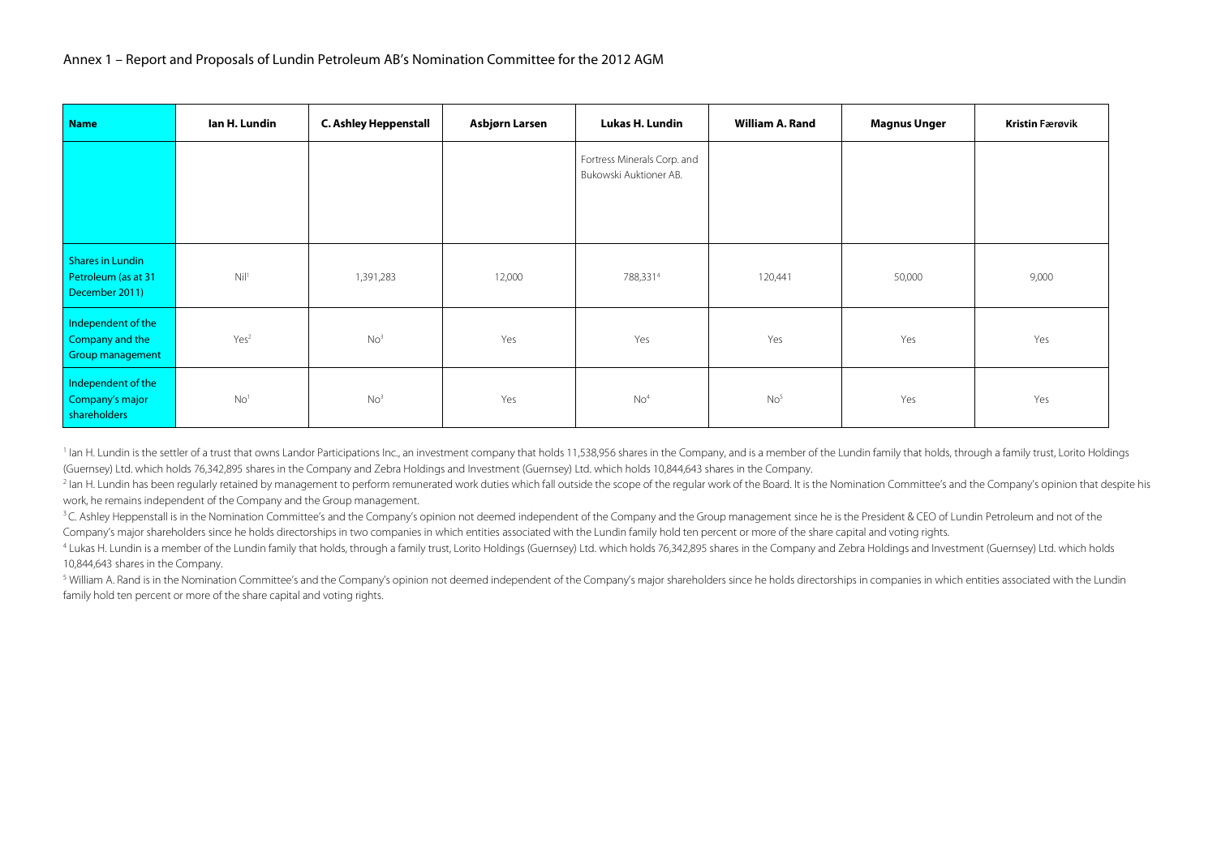## Annex 1 – Report and Proposals of Lundin Petroleum AB's Nomination Committee for the 2012 AGM

| Name | Ian H. Lundin | C. Ashley Heppenstall | Asbjørn Larsen | Lukas H. Lundin | William A. Rand | Magnus Unger | Kristin Færøvik |
|---|---|---|---|---|---|---|---|
| | | | | Fortress Minerals Corp. and Bukowski Auktioner AB. | | | |
| Shares in Lundin Petroleum (as at 31 December 2011) | Nil[1] | 1,391,283 | 12,000 | 788,331[4] | 120,441 | 50,000 | 9,000 |
| Independent of the Company and the Group management | Yes[2] | No[3] | Yes | Yes | Yes | Yes | Yes |
| Independent of the Company's major shareholders | No[1] | No[3] | Yes | No[4] | No[5] | Yes | Yes |

[1] Ian H. Lundin is the settler of a trust that owns Landor Participations Inc., an investment company that holds 11,538,956 shares in the Company, and is a member of the Lundin family that holds, through a family trust, Lorito Holdings (Guernsey) Ltd. which holds 76,342,895 shares in the Company and Zebra Holdings and Investment (Guernsey) Ltd. which holds 10,844,643 shares in the Company.

[2] Ian H. Lundin has been regularly retained by management to perform remunerated work duties which fall outside the scope of the regular work of the Board. It is the Nomination Committee's and the Company's opinion that despite his work, he remains independent of the Company and the Group management.

[3] C. Ashley Heppenstall is in the Nomination Committee's and the Company's opinion not deemed independent of the Company and the Group management since he is the President & CEO of Lundin Petroleum and not of the Company's major shareholders since he holds directorships in two companies in which entities associated with the Lundin family hold ten percent or more of the share capital and voting rights.

[4] Lukas H. Lundin is a member of the Lundin family that holds, through a family trust, Lorito Holdings (Guernsey) Ltd. which holds 76,342,895 shares in the Company and Zebra Holdings and Investment (Guernsey) Ltd. which holds 10,844,643 shares in the Company.

[5] William A. Rand is in the Nomination Committee's and the Company's opinion not deemed independent of the Company's major shareholders since he holds directorships in companies in which entities associated with the Lundin family hold ten percent or more of the share capital and voting rights.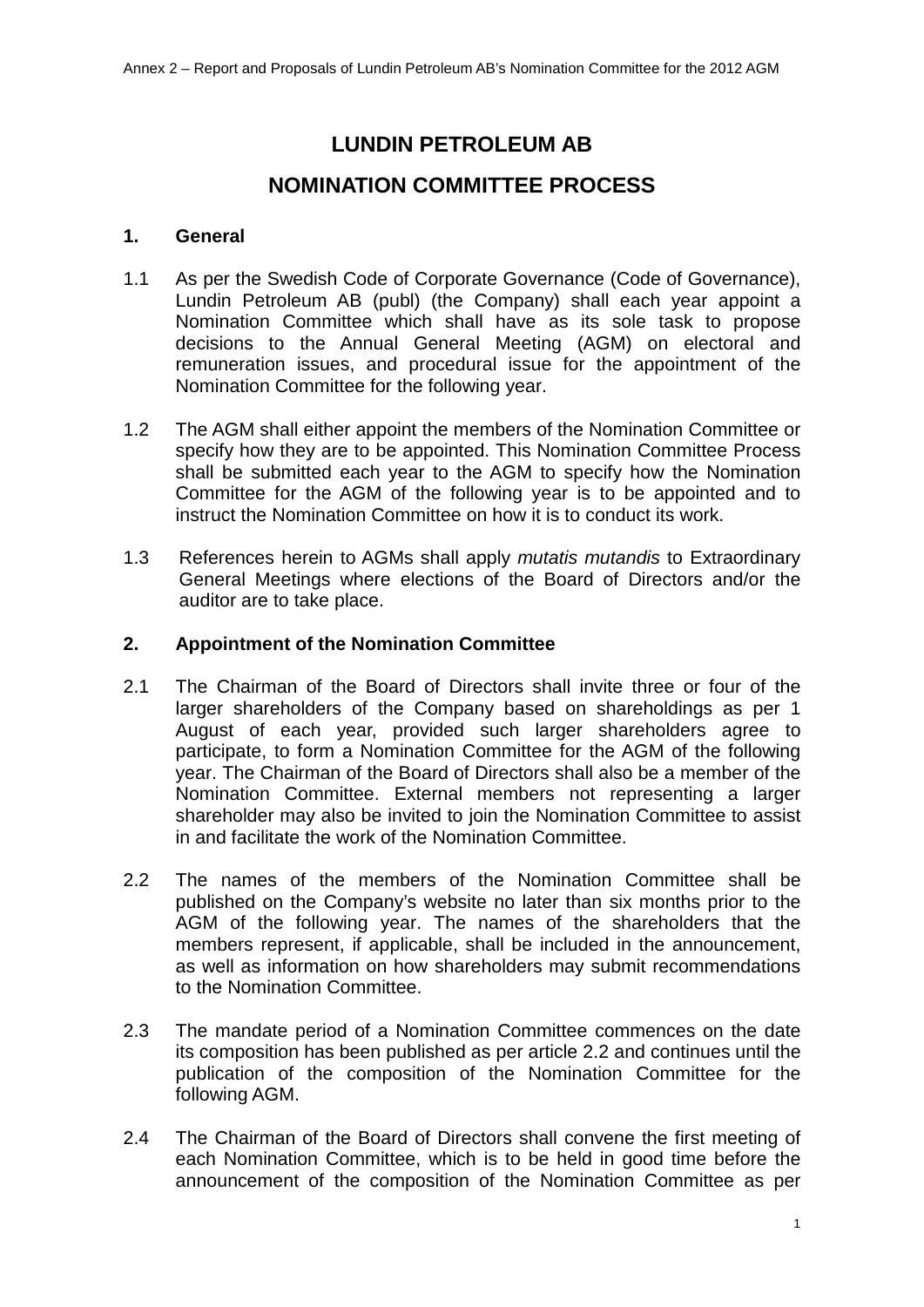# LUNDIN PETROLEUM AB

# NOMINATION COMMITTEE PROCESS

## 1. General

1.1 As per the Swedish Code of Corporate Governance (Code of Governance), Lundin Petroleum AB (publ) (the Company) shall each year appoint a Nomination Committee which shall have as its sole task to propose decisions to the Annual General Meeting (AGM) on electoral and remuneration issues, and procedural issue for the appointment of the Nomination Committee for the following year.

1.2 The AGM shall either appoint the members of the Nomination Committee or specify how they are to be appointed. This Nomination Committee Process shall be submitted each year to the AGM to specify how the Nomination Committee for the AGM of the following year is to be appointed and to instruct the Nomination Committee on how it is to conduct its work.

1.3 References herein to AGMs shall apply *mutatis mutandis* to Extraordinary General Meetings where elections of the Board of Directors and/or the auditor are to take place.

## 2. Appointment of the Nomination Committee

2.1 The Chairman of the Board of Directors shall invite three or four of the larger shareholders of the Company based on shareholdings as per 1 August of each year, provided such larger shareholders agree to participate, to form a Nomination Committee for the AGM of the following year. The Chairman of the Board of Directors shall also be a member of the Nomination Committee. External members not representing a larger shareholder may also be invited to join the Nomination Committee to assist in and facilitate the work of the Nomination Committee.

2.2 The names of the members of the Nomination Committee shall be published on the Company's website no later than six months prior to the AGM of the following year. The names of the shareholders that the members represent, if applicable, shall be included in the announcement, as well as information on how shareholders may submit recommendations to the Nomination Committee.

2.3 The mandate period of a Nomination Committee commences on the date its composition has been published as per article 2.2 and continues until the publication of the composition of the Nomination Committee for the following AGM.

2.4 The Chairman of the Board of Directors shall convene the first meeting of each Nomination Committee, which is to be held in good time before the announcement of the composition of the Nomination Committee as per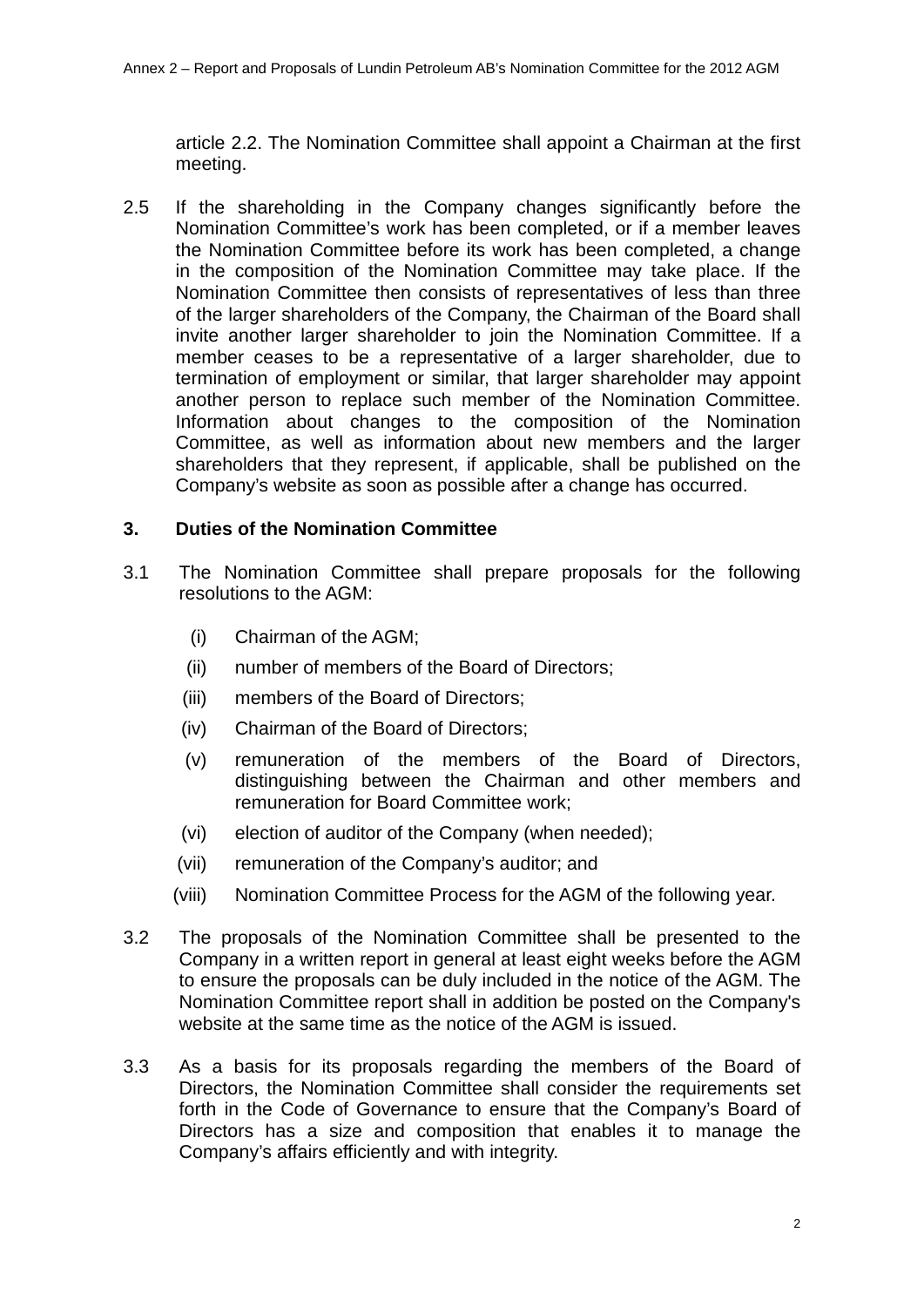article 2.2. The Nomination Committee shall appoint a Chairman at the first meeting.

2.5 If the shareholding in the Company changes significantly before the Nomination Committee's work has been completed, or if a member leaves the Nomination Committee before its work has been completed, a change in the composition of the Nomination Committee may take place. If the Nomination Committee then consists of representatives of less than three of the larger shareholders of the Company, the Chairman of the Board shall invite another larger shareholder to join the Nomination Committee. If a member ceases to be a representative of a larger shareholder, due to termination of employment or similar, that larger shareholder may appoint another person to replace such member of the Nomination Committee. Information about changes to the composition of the Nomination Committee, as well as information about new members and the larger shareholders that they represent, if applicable, shall be published on the Company's website as soon as possible after a change has occurred.

### 3. Duties of the Nomination Committee

3.1 The Nomination Committee shall prepare proposals for the following resolutions to the AGM:

- (i) Chairman of the AGM;
- (ii) number of members of the Board of Directors;
- (iii) members of the Board of Directors;
- (iv) Chairman of the Board of Directors;
- (v) remuneration of the members of the Board of Directors, distinguishing between the Chairman and other members and remuneration for Board Committee work;
- (vi) election of auditor of the Company (when needed);
- (vii) remuneration of the Company's auditor; and
- (viii) Nomination Committee Process for the AGM of the following year.

3.2 The proposals of the Nomination Committee shall be presented to the Company in a written report in general at least eight weeks before the AGM to ensure the proposals can be duly included in the notice of the AGM. The Nomination Committee report shall in addition be posted on the Company's website at the same time as the notice of the AGM is issued.

3.3 As a basis for its proposals regarding the members of the Board of Directors, the Nomination Committee shall consider the requirements set forth in the Code of Governance to ensure that the Company's Board of Directors has a size and composition that enables it to manage the Company's affairs efficiently and with integrity.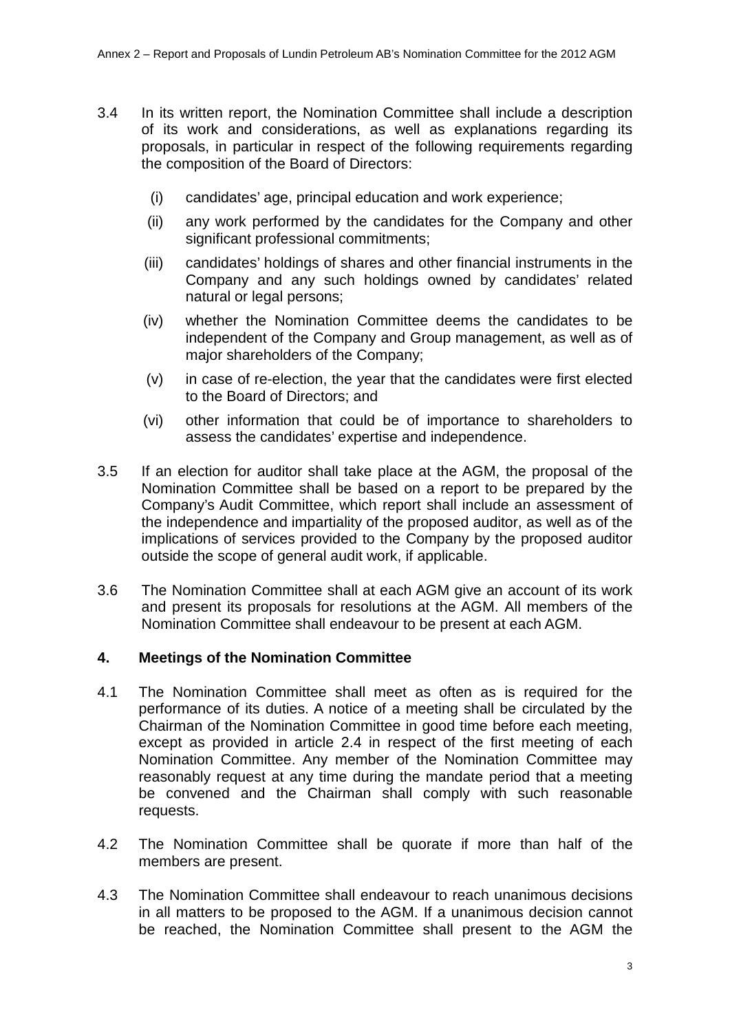3.4 In its written report, the Nomination Committee shall include a description of its work and considerations, as well as explanations regarding its proposals, in particular in respect of the following requirements regarding the composition of the Board of Directors:

  (i) candidates' age, principal education and work experience;

  (ii) any work performed by the candidates for the Company and other significant professional commitments;

  (iii) candidates' holdings of shares and other financial instruments in the Company and any such holdings owned by candidates' related natural or legal persons;

  (iv) whether the Nomination Committee deems the candidates to be independent of the Company and Group management, as well as of major shareholders of the Company;

  (v) in case of re-election, the year that the candidates were first elected to the Board of Directors; and

  (vi) other information that could be of importance to shareholders to assess the candidates' expertise and independence.

3.5 If an election for auditor shall take place at the AGM, the proposal of the Nomination Committee shall be based on a report to be prepared by the Company's Audit Committee, which report shall include an assessment of the independence and impartiality of the proposed auditor, as well as of the implications of services provided to the Company by the proposed auditor outside the scope of general audit work, if applicable.

3.6 The Nomination Committee shall at each AGM give an account of its work and present its proposals for resolutions at the AGM. All members of the Nomination Committee shall endeavour to be present at each AGM.

## 4. Meetings of the Nomination Committee

4.1 The Nomination Committee shall meet as often as is required for the performance of its duties. A notice of a meeting shall be circulated by the Chairman of the Nomination Committee in good time before each meeting, except as provided in article 2.4 in respect of the first meeting of each Nomination Committee. Any member of the Nomination Committee may reasonably request at any time during the mandate period that a meeting be convened and the Chairman shall comply with such reasonable requests.

4.2 The Nomination Committee shall be quorate if more than half of the members are present.

4.3 The Nomination Committee shall endeavour to reach unanimous decisions in all matters to be proposed to the AGM. If a unanimous decision cannot be reached, the Nomination Committee shall present to the AGM the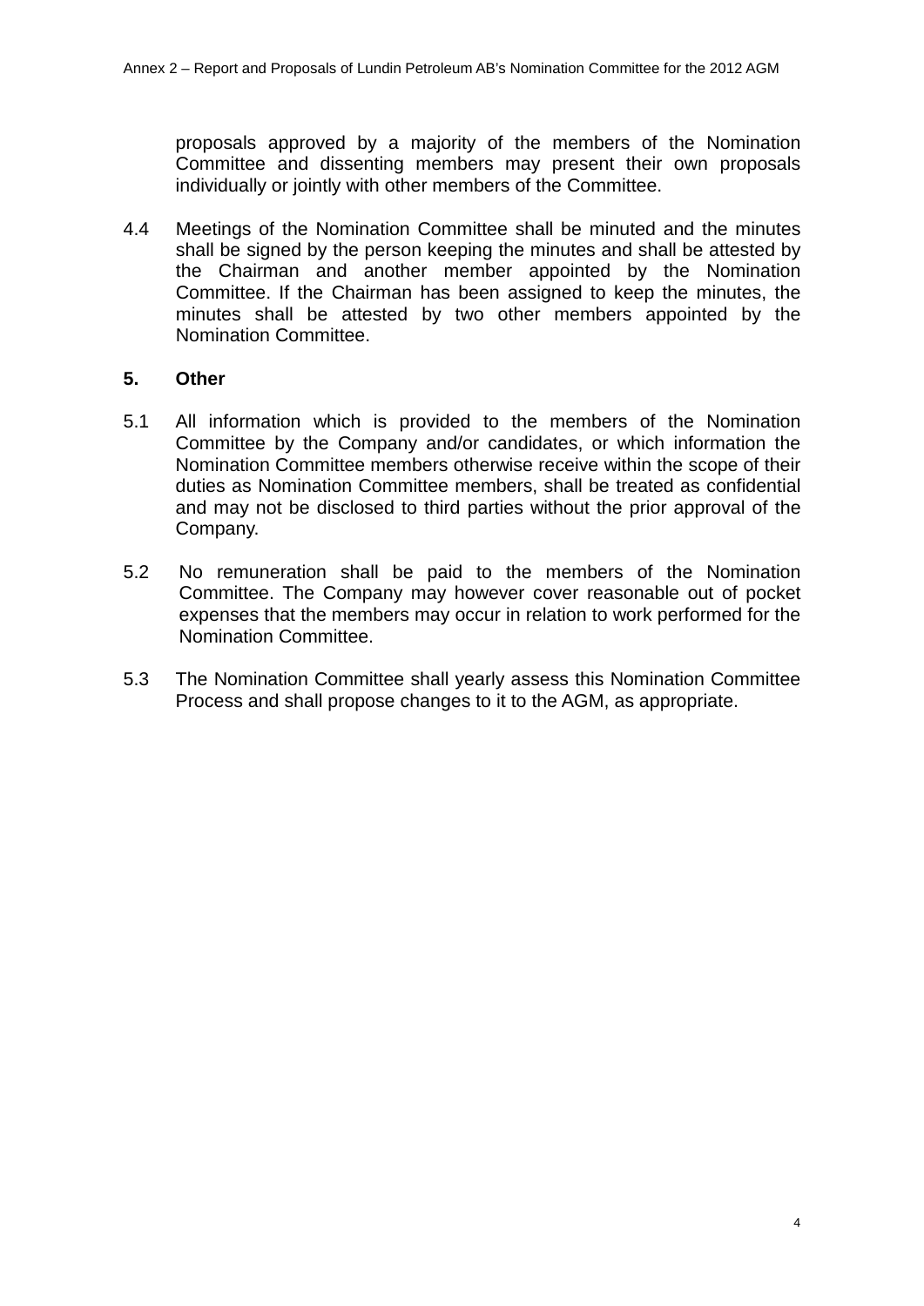proposals approved by a majority of the members of the Nomination Committee and dissenting members may present their own proposals individually or jointly with other members of the Committee.

4.4 Meetings of the Nomination Committee shall be minuted and the minutes shall be signed by the person keeping the minutes and shall be attested by the Chairman and another member appointed by the Nomination Committee. If the Chairman has been assigned to keep the minutes, the minutes shall be attested by two other members appointed by the Nomination Committee.

**5. Other**

5.1 All information which is provided to the members of the Nomination Committee by the Company and/or candidates, or which information the Nomination Committee members otherwise receive within the scope of their duties as Nomination Committee members, shall be treated as confidential and may not be disclosed to third parties without the prior approval of the Company.

5.2 No remuneration shall be paid to the members of the Nomination Committee. The Company may however cover reasonable out of pocket expenses that the members may occur in relation to work performed for the Nomination Committee.

5.3 The Nomination Committee shall yearly assess this Nomination Committee Process and shall propose changes to it to the AGM, as appropriate.